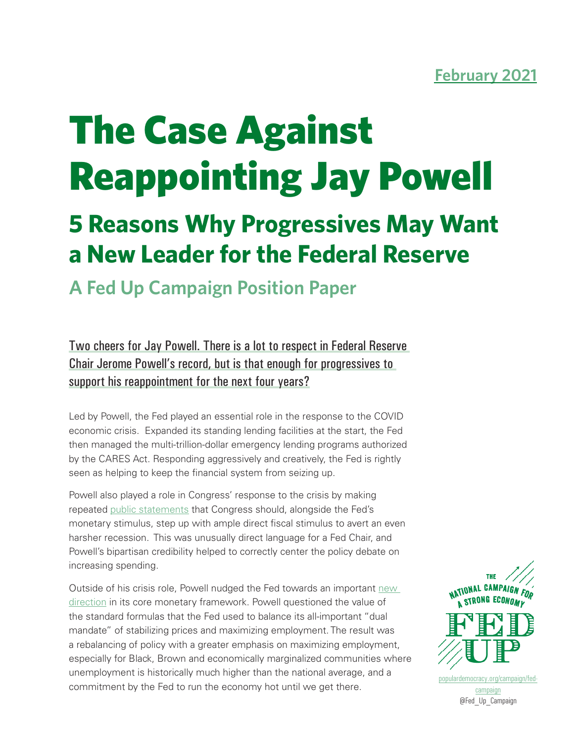February 2021

# The Case Against Reappointing Jay Powell

## 5 Reasons Why Progressives May Want a New Leader for the Federal Reserve

### A Fed Up Campaign Position Paper

Two cheers for Jay Powell. There is a lot to respect in Federal Reserve Chair Jerome Powell's record, but is that enough for progressives to support his reappointment for the next four years?

Led by Powell, the Fed played an essential role in the response to the COVID economic crisis. Expanded its standing lending facilities at the start, the Fed then managed the multi-trillion-dollar emergency lending programs authorized by the CARES Act. Responding aggressively and creatively, the Fed is rightly seen as helping to keep the financial system from seizing up.

Powell also played a role in Congress' response to the crisis by making repeated public statements that Congress should, alongside the Fed's monetary stimulus, step up with ample direct fiscal stimulus to avert an even harsher recession. This was unusually direct language for a Fed Chair, and Powell's bipartisan credibility helped to correctly center the policy debate on increasing spending.

Outside of his crisis role, Powell nudged the Fed towards an important new direction in its core monetary framework. Powell questioned the value of the standard formulas that the Fed used to balance its all-important "dual mandate" of stabilizing prices and maximizing employment. The result was a rebalancing of policy with a greater emphasis on maximizing employment, especially for Black, Brown and economically marginalized communities where unemployment is historically much higher than the national average, and a commitment by the Fed to run the economy hot until we get there.

THE NATIONAL CAMPAIGN FOR A STRONG ECONOMY
FED UP

populardemocracy.org/campaign/fed-campaign
@Fed_Up_Campaign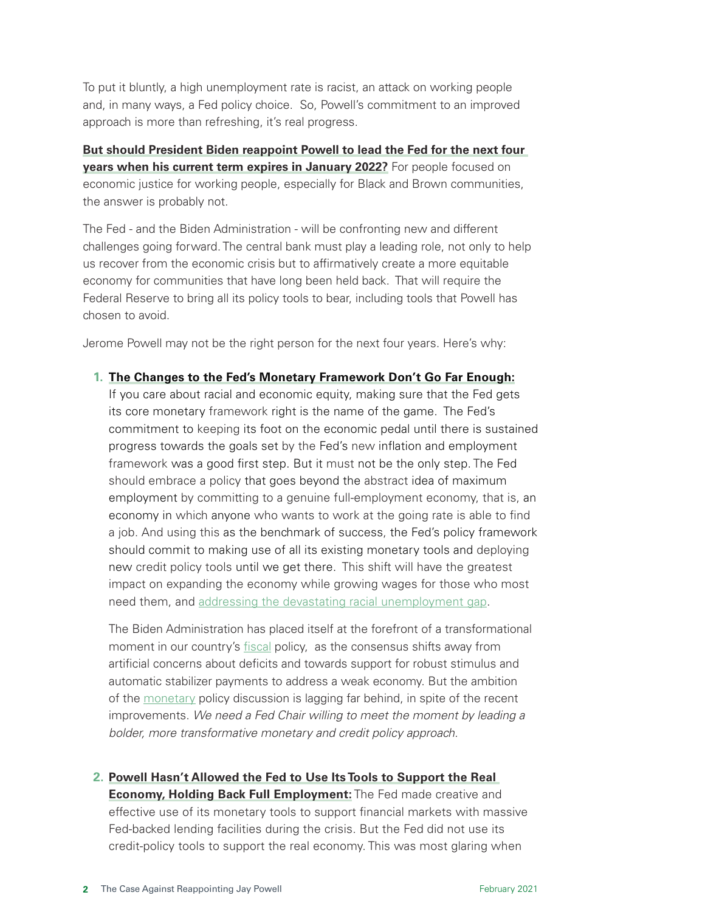To put it bluntly, a high unemployment rate is racist, an attack on working people and, in many ways, a Fed policy choice.  So, Powell's commitment to an improved approach is more than refreshing, it's real progress.

**But should President Biden reappoint Powell to lead the Fed for the next four years when his current term expires in January 2022?** For people focused on economic justice for working people, especially for Black and Brown communities, the answer is probably not.

The Fed - and the Biden Administration - will be confronting new and different challenges going forward. The central bank must play a leading role, not only to help us recover from the economic crisis but to affirmatively create a more equitable economy for communities that have long been held back.  That will require the Federal Reserve to bring all its policy tools to bear, including tools that Powell has chosen to avoid.

Jerome Powell may not be the right person for the next four years. Here's why:

1. **The Changes to the Fed's Monetary Framework Don't Go Far Enough:** If you care about racial and economic equity, making sure that the Fed gets its core monetary framework right is the name of the game.  The Fed's commitment to keeping its foot on the economic pedal until there is sustained progress towards the goals set by the Fed's new inflation and employment framework was a good first step. But it must not be the only step. The Fed should embrace a policy that goes beyond the abstract idea of maximum employment by committing to a genuine full-employment economy, that is, an economy in which anyone who wants to work at the going rate is able to find a job. And using this as the benchmark of success, the Fed's policy framework should commit to making use of all its existing monetary tools and deploying new credit policy tools until we get there.  This shift will have the greatest impact on expanding the economy while growing wages for those who most need them, and addressing the devastating racial unemployment gap.

   The Biden Administration has placed itself at the forefront of a transformational moment in our country's fiscal policy,  as the consensus shifts away from artificial concerns about deficits and towards support for robust stimulus and automatic stabilizer payments to address a weak economy. But the ambition of the monetary policy discussion is lagging far behind, in spite of the recent improvements. *We need a Fed Chair willing to meet the moment by leading a bolder, more transformative monetary and credit policy approach.*

2. **Powell Hasn't Allowed the Fed to Use Its Tools to Support the Real Economy, Holding Back Full Employment:** The Fed made creative and effective use of its monetary tools to support financial markets with massive Fed-backed lending facilities during the crisis. But the Fed did not use its credit-policy tools to support the real economy. This was most glaring when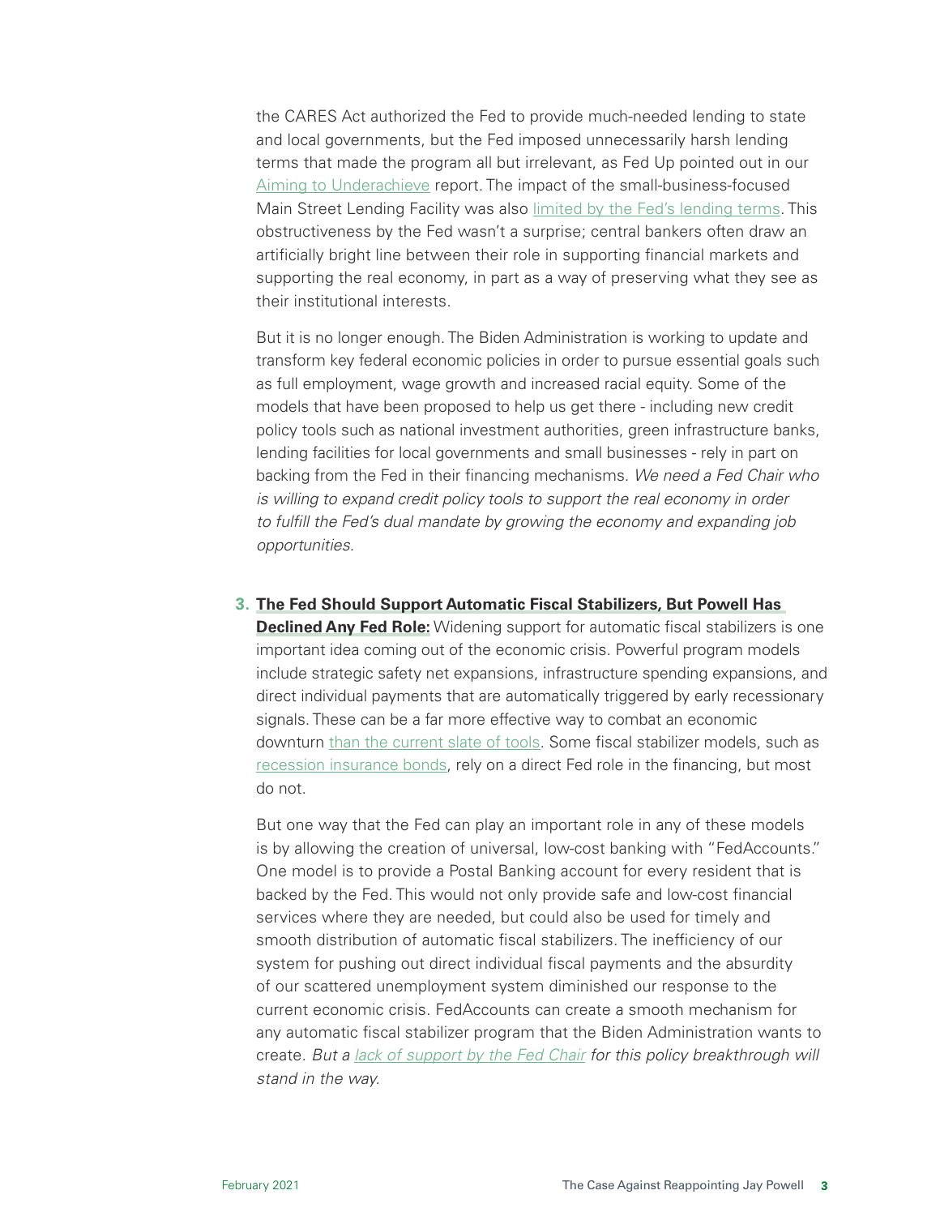the CARES Act authorized the Fed to provide much-needed lending to state and local governments, but the Fed imposed unnecessarily harsh lending terms that made the program all but irrelevant, as Fed Up pointed out in our Aiming to Underachieve report. The impact of the small-business-focused Main Street Lending Facility was also limited by the Fed's lending terms. This obstructiveness by the Fed wasn't a surprise; central bankers often draw an artificially bright line between their role in supporting financial markets and supporting the real economy, in part as a way of preserving what they see as their institutional interests.

But it is no longer enough. The Biden Administration is working to update and transform key federal economic policies in order to pursue essential goals such as full employment, wage growth and increased racial equity. Some of the models that have been proposed to help us get there - including new credit policy tools such as national investment authorities, green infrastructure banks, lending facilities for local governments and small businesses - rely in part on backing from the Fed in their financing mechanisms. *We need a Fed Chair who is willing to expand credit policy tools to support the real economy in order to fulfill the Fed's dual mandate by growing the economy and expanding job opportunities.*

3. **The Fed Should Support Automatic Fiscal Stabilizers, But Powell Has Declined Any Fed Role:** Widening support for automatic fiscal stabilizers is one important idea coming out of the economic crisis. Powerful program models include strategic safety net expansions, infrastructure spending expansions, and direct individual payments that are automatically triggered by early recessionary signals. These can be a far more effective way to combat an economic downturn than the current slate of tools. Some fiscal stabilizer models, such as recession insurance bonds, rely on a direct Fed role in the financing, but most do not.

   But one way that the Fed can play an important role in any of these models is by allowing the creation of universal, low-cost banking with "FedAccounts." One model is to provide a Postal Banking account for every resident that is backed by the Fed. This would not only provide safe and low-cost financial services where they are needed, but could also be used for timely and smooth distribution of automatic fiscal stabilizers. The inefficiency of our system for pushing out direct individual fiscal payments and the absurdity of our scattered unemployment system diminished our response to the current economic crisis. FedAccounts can create a smooth mechanism for any automatic fiscal stabilizer program that the Biden Administration wants to create. *But a lack of support by the Fed Chair for this policy breakthrough will stand in the way.*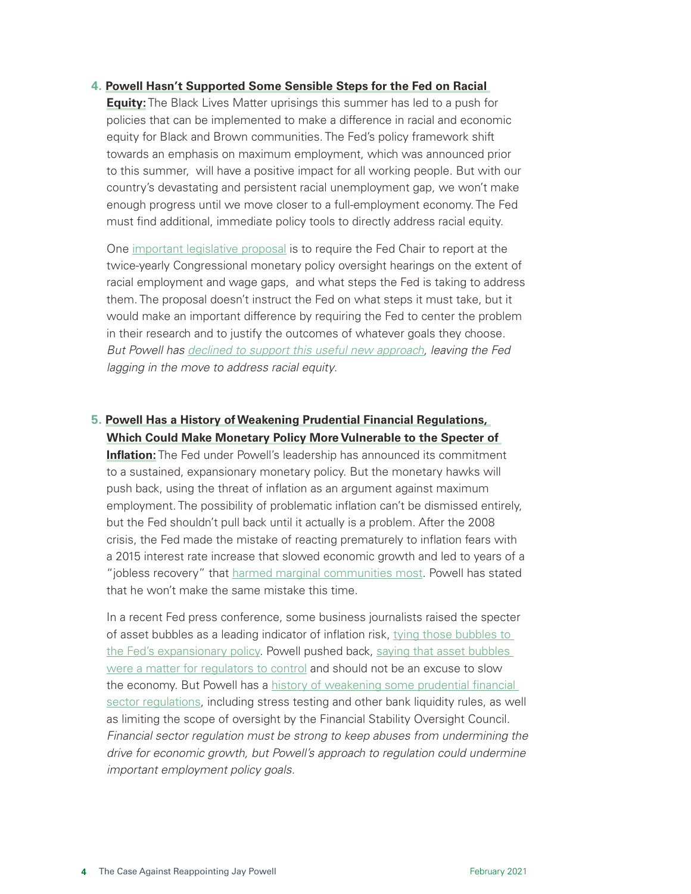4. **Powell Hasn't Supported Some Sensible Steps for the Fed on Racial Equity:** The Black Lives Matter uprisings this summer has led to a push for policies that can be implemented to make a difference in racial and economic equity for Black and Brown communities. The Fed's policy framework shift towards an emphasis on maximum employment, which was announced prior to this summer, will have a positive impact for all working people. But with our country's devastating and persistent racial unemployment gap, we won't make enough progress until we move closer to a full-employment economy. The Fed must find additional, immediate policy tools to directly address racial equity.

   One important legislative proposal is to require the Fed Chair to report at the twice-yearly Congressional monetary policy oversight hearings on the extent of racial employment and wage gaps, and what steps the Fed is taking to address them. The proposal doesn't instruct the Fed on what steps it must take, but it would make an important difference by requiring the Fed to center the problem in their research and to justify the outcomes of whatever goals they choose. *But Powell has declined to support this useful new approach, leaving the Fed lagging in the move to address racial equity.*

5. **Powell Has a History of Weakening Prudential Financial Regulations, Which Could Make Monetary Policy More Vulnerable to the Specter of Inflation:** The Fed under Powell's leadership has announced its commitment to a sustained, expansionary monetary policy. But the monetary hawks will push back, using the threat of inflation as an argument against maximum employment. The possibility of problematic inflation can't be dismissed entirely, but the Fed shouldn't pull back until it actually is a problem. After the 2008 crisis, the Fed made the mistake of reacting prematurely to inflation fears with a 2015 interest rate increase that slowed economic growth and led to years of a "jobless recovery" that harmed marginal communities most. Powell has stated that he won't make the same mistake this time.

   In a recent Fed press conference, some business journalists raised the specter of asset bubbles as a leading indicator of inflation risk, tying those bubbles to the Fed's expansionary policy. Powell pushed back, saying that asset bubbles were a matter for regulators to control and should not be an excuse to slow the economy. But Powell has a history of weakening some prudential financial sector regulations, including stress testing and other bank liquidity rules, as well as limiting the scope of oversight by the Financial Stability Oversight Council. *Financial sector regulation must be strong to keep abuses from undermining the drive for economic growth, but Powell's approach to regulation could undermine important employment policy goals.*